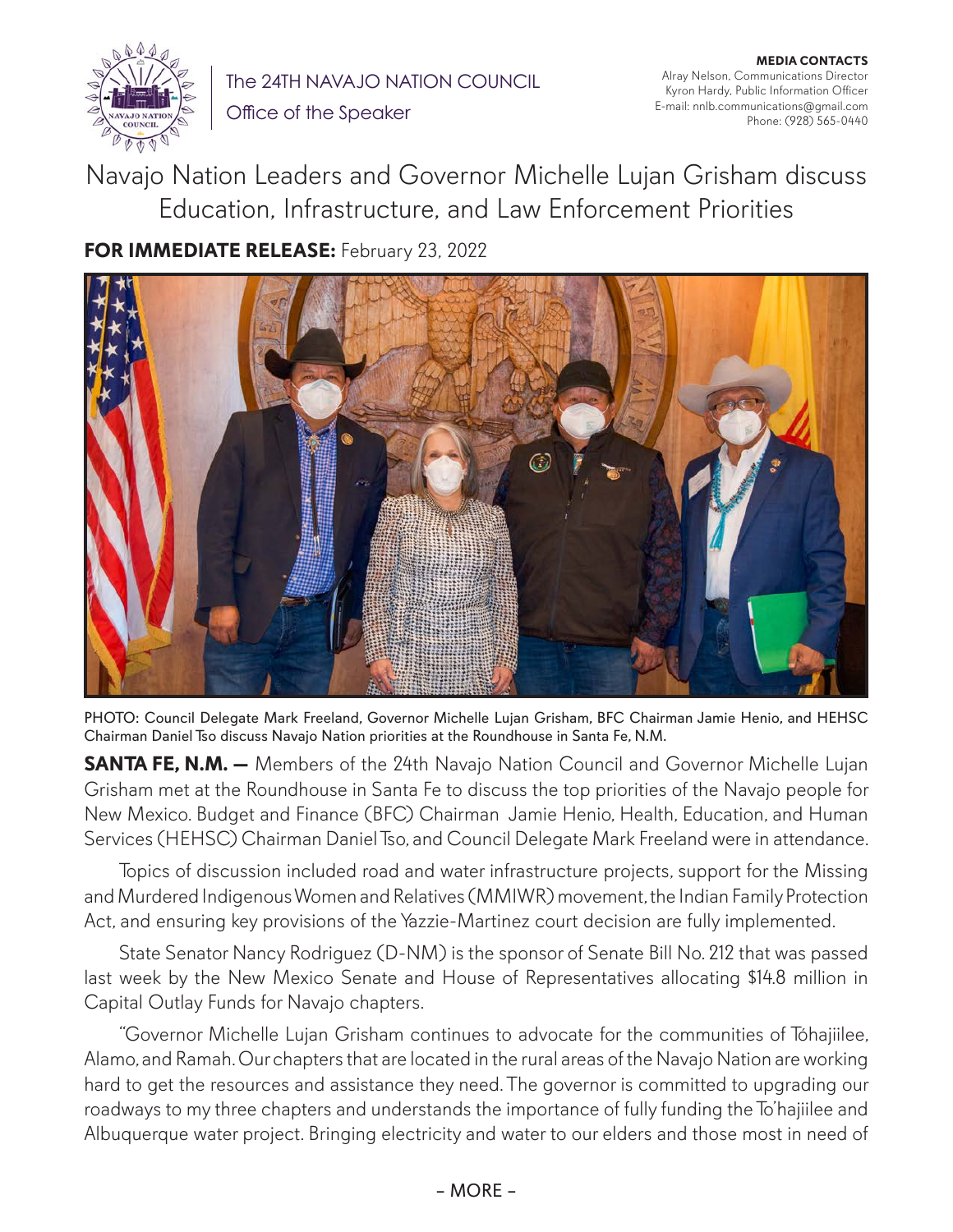The 24TH NAVAJO NATION COUNCIL

Office of the Speaker

**MEDIA CONTACTS**
Alray Nelson, Communications Director
Kyron Hardy, Public Information Officer
E-mail: nnlb.communications@gmail.com
Phone: (928) 565-0440

# Navajo Nation Leaders and Governor Michelle Lujan Grisham discuss Education, Infrastructure, and Law Enforcement Priorities

**FOR IMMEDIATE RELEASE:** February 23, 2022

PHOTO: Council Delegate Mark Freeland, Governor Michelle Lujan Grisham, BFC Chairman Jamie Henio, and HEHSC Chairman Daniel Tso discuss Navajo Nation priorities at the Roundhouse in Santa Fe, N.M.

**SANTA FE, N.M. —** Members of the 24th Navajo Nation Council and Governor Michelle Lujan Grisham met at the Roundhouse in Santa Fe to discuss the top priorities of the Navajo people for New Mexico. Budget and Finance (BFC) Chairman Jamie Henio, Health, Education, and Human Services (HEHSC) Chairman Daniel Tso, and Council Delegate Mark Freeland were in attendance.

Topics of discussion included road and water infrastructure projects, support for the Missing and Murdered Indigenous Women and Relatives (MMIWR) movement, the Indian Family Protection Act, and ensuring key provisions of the Yazzie-Martinez court decision are fully implemented.

State Senator Nancy Rodriguez (D-NM) is the sponsor of Senate Bill No. 212 that was passed last week by the New Mexico Senate and House of Representatives allocating $14.8 million in Capital Outlay Funds for Navajo chapters.

"Governor Michelle Lujan Grisham continues to advocate for the communities of Tóhajiilee, Alamo, and Ramah. Our chapters that are located in the rural areas of the Navajo Nation are working hard to get the resources and assistance they need. The governor is committed to upgrading our roadways to my three chapters and understands the importance of fully funding the To'hajiilee and Albuquerque water project. Bringing electricity and water to our elders and those most in need of

– MORE –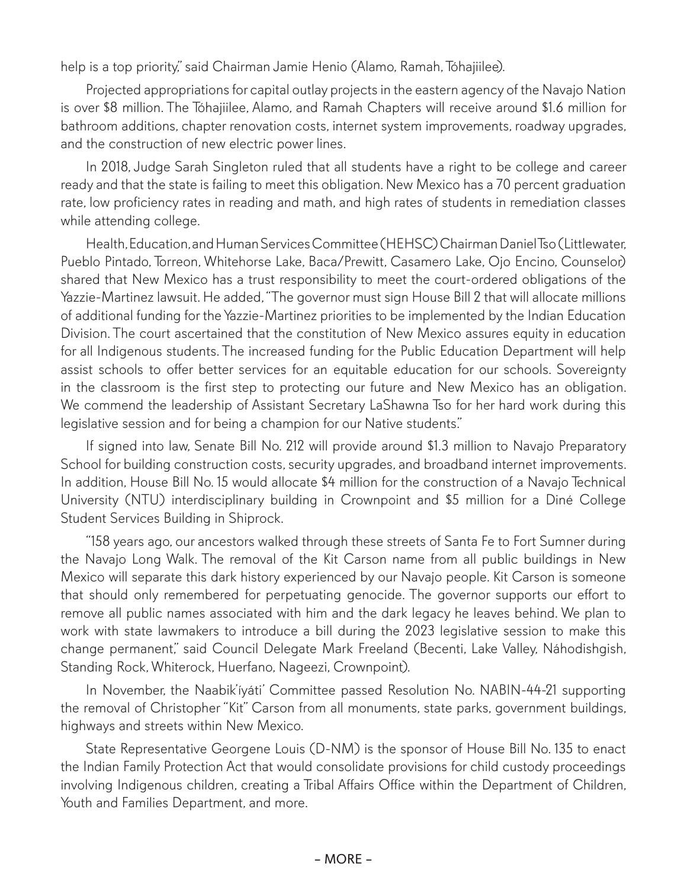help is a top priority," said Chairman Jamie Henio (Alamo, Ramah, Tóhajiilee).

Projected appropriations for capital outlay projects in the eastern agency of the Navajo Nation is over $8 million. The Tóhajiilee, Alamo, and Ramah Chapters will receive around $1.6 million for bathroom additions, chapter renovation costs, internet system improvements, roadway upgrades, and the construction of new electric power lines.

In 2018, Judge Sarah Singleton ruled that all students have a right to be college and career ready and that the state is failing to meet this obligation. New Mexico has a 70 percent graduation rate, low proficiency rates in reading and math, and high rates of students in remediation classes while attending college.

Health, Education, and Human Services Committee (HEHSC) Chairman Daniel Tso (Littlewater, Pueblo Pintado, Torreon, Whitehorse Lake, Baca/Prewitt, Casamero Lake, Ojo Encino, Counselor) shared that New Mexico has a trust responsibility to meet the court-ordered obligations of the Yazzie-Martinez lawsuit. He added, "The governor must sign House Bill 2 that will allocate millions of additional funding for the Yazzie-Martinez priorities to be implemented by the Indian Education Division. The court ascertained that the constitution of New Mexico assures equity in education for all Indigenous students. The increased funding for the Public Education Department will help assist schools to offer better services for an equitable education for our schools. Sovereignty in the classroom is the first step to protecting our future and New Mexico has an obligation. We commend the leadership of Assistant Secretary LaShawna Tso for her hard work during this legislative session and for being a champion for our Native students."

If signed into law, Senate Bill No. 212 will provide around $1.3 million to Navajo Preparatory School for building construction costs, security upgrades, and broadband internet improvements. In addition, House Bill No. 15 would allocate $4 million for the construction of a Navajo Technical University (NTU) interdisciplinary building in Crownpoint and $5 million for a Diné College Student Services Building in Shiprock.

"158 years ago, our ancestors walked through these streets of Santa Fe to Fort Sumner during the Navajo Long Walk. The removal of the Kit Carson name from all public buildings in New Mexico will separate this dark history experienced by our Navajo people. Kit Carson is someone that should only remembered for perpetuating genocide. The governor supports our effort to remove all public names associated with him and the dark legacy he leaves behind. We plan to work with state lawmakers to introduce a bill during the 2023 legislative session to make this change permanent," said Council Delegate Mark Freeland (Becenti, Lake Valley, Náhodishgish, Standing Rock, Whiterock, Huerfano, Nageezi, Crownpoint).

In November, the Naabik'íyáti' Committee passed Resolution No. NABIN-44-21 supporting the removal of Christopher "Kit" Carson from all monuments, state parks, government buildings, highways and streets within New Mexico.

State Representative Georgene Louis (D-NM) is the sponsor of House Bill No. 135 to enact the Indian Family Protection Act that would consolidate provisions for child custody proceedings involving Indigenous children, creating a Tribal Affairs Office within the Department of Children, Youth and Families Department, and more.

– MORE –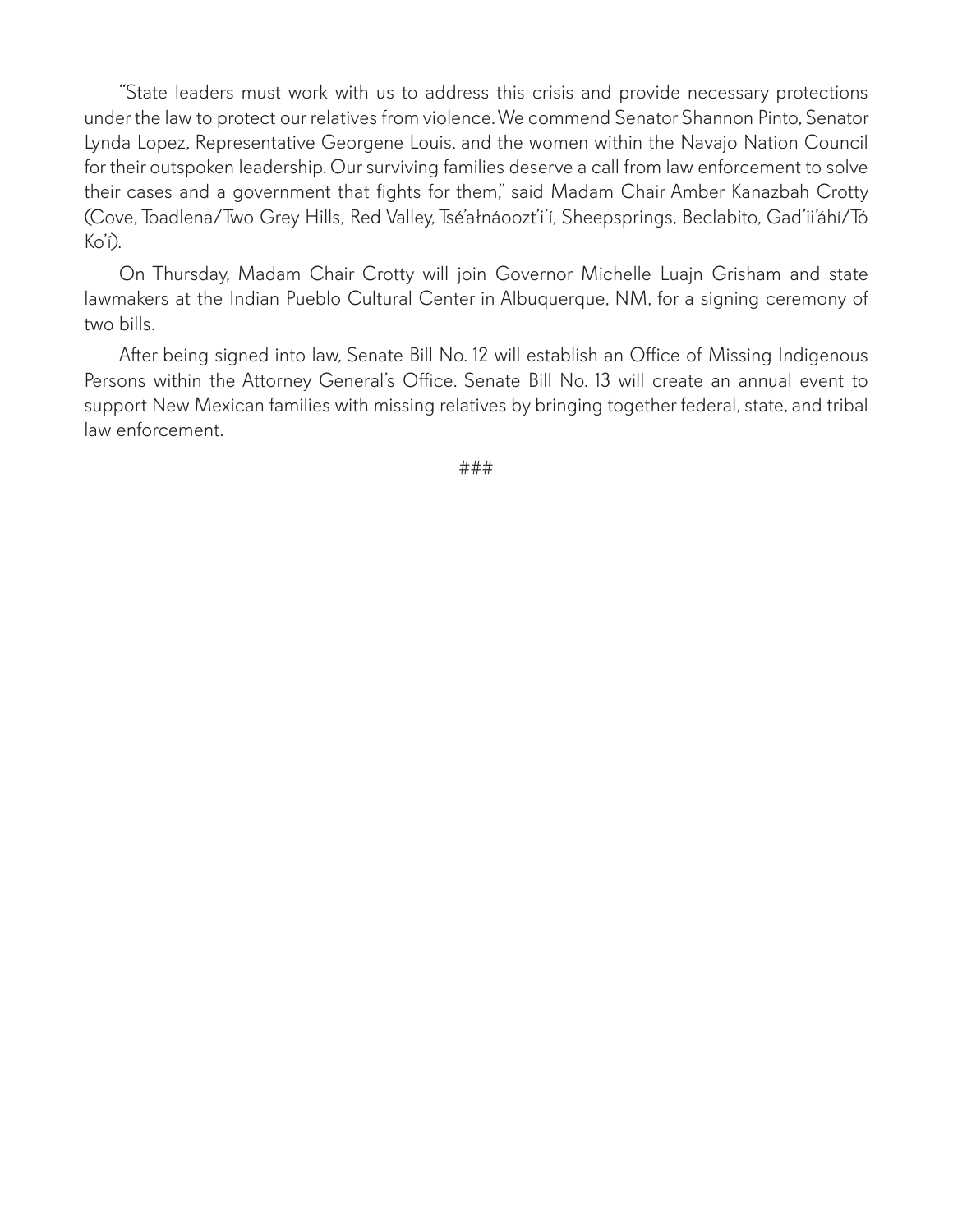"State leaders must work with us to address this crisis and provide necessary protections under the law to protect our relatives from violence. We commend Senator Shannon Pinto, Senator Lynda Lopez, Representative Georgene Louis, and the women within the Navajo Nation Council for their outspoken leadership. Our surviving families deserve a call from law enforcement to solve their cases and a government that fights for them," said Madam Chair Amber Kanazbah Crotty (Cove, Toadlena/Two Grey Hills, Red Valley, Tsé'ałnáoozt'i'í, Sheepsprings, Beclabito, Gad'ii'áhí/Tó Ko'í).

On Thursday, Madam Chair Crotty will join Governor Michelle Luajn Grisham and state lawmakers at the Indian Pueblo Cultural Center in Albuquerque, NM, for a signing ceremony of two bills.

After being signed into law, Senate Bill No. 12 will establish an Office of Missing Indigenous Persons within the Attorney General's Office. Senate Bill No. 13 will create an annual event to support New Mexican families with missing relatives by bringing together federal, state, and tribal law enforcement.

###